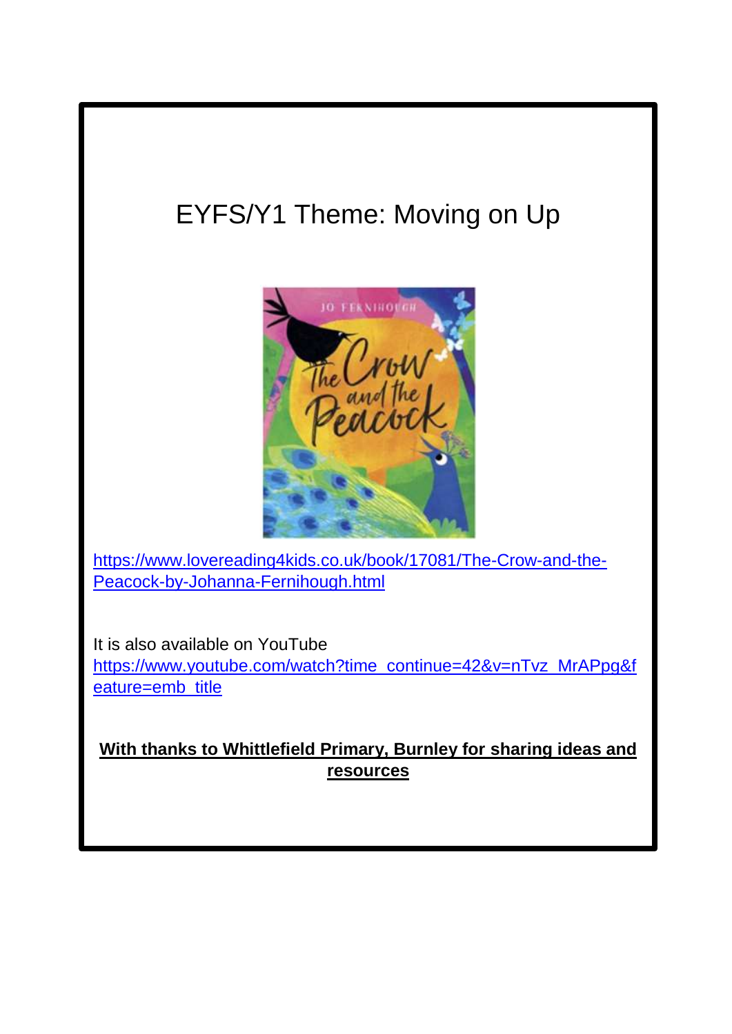# EYFS/Y1 Theme: Moving on Up

https://www.lovereading4kids.co.uk/book/17081/The-Crow-and-the-Peacock-by-Johanna-Fernihough.html

It is also available on YouTube
https://www.youtube.com/watch?time_continue=42&v=nTvz_MrAPpg&feature=emb_title

**With thanks to Whittlefield Primary, Burnley for sharing ideas and resources**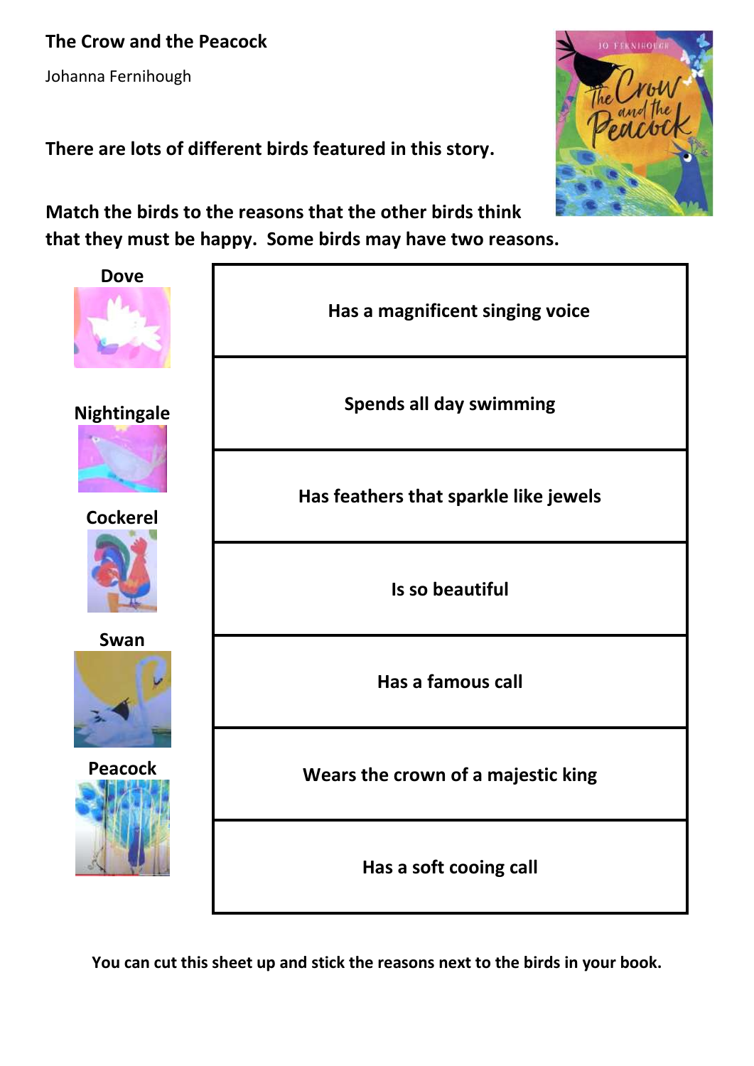**The Crow and the Peacock**

Johanna Fernihough

**There are lots of different birds featured in this story.**

**Match the birds to the reasons that the other birds think that they must be happy. Some birds may have two reasons.**

| Birds | Reasons |
| --- | --- |
| **Dove** | **Has a magnificent singing voice** |
| **Nightingale** | **Spends all day swimming** |
| **Cockerel** | **Has feathers that sparkle like jewels** |
| **Swan** | **Is so beautiful** |
| **Peacock** | **Has a famous call** |
| | **Wears the crown of a majestic king** |
| | **Has a soft cooing call** |

**You can cut this sheet up and stick the reasons next to the birds in your book.**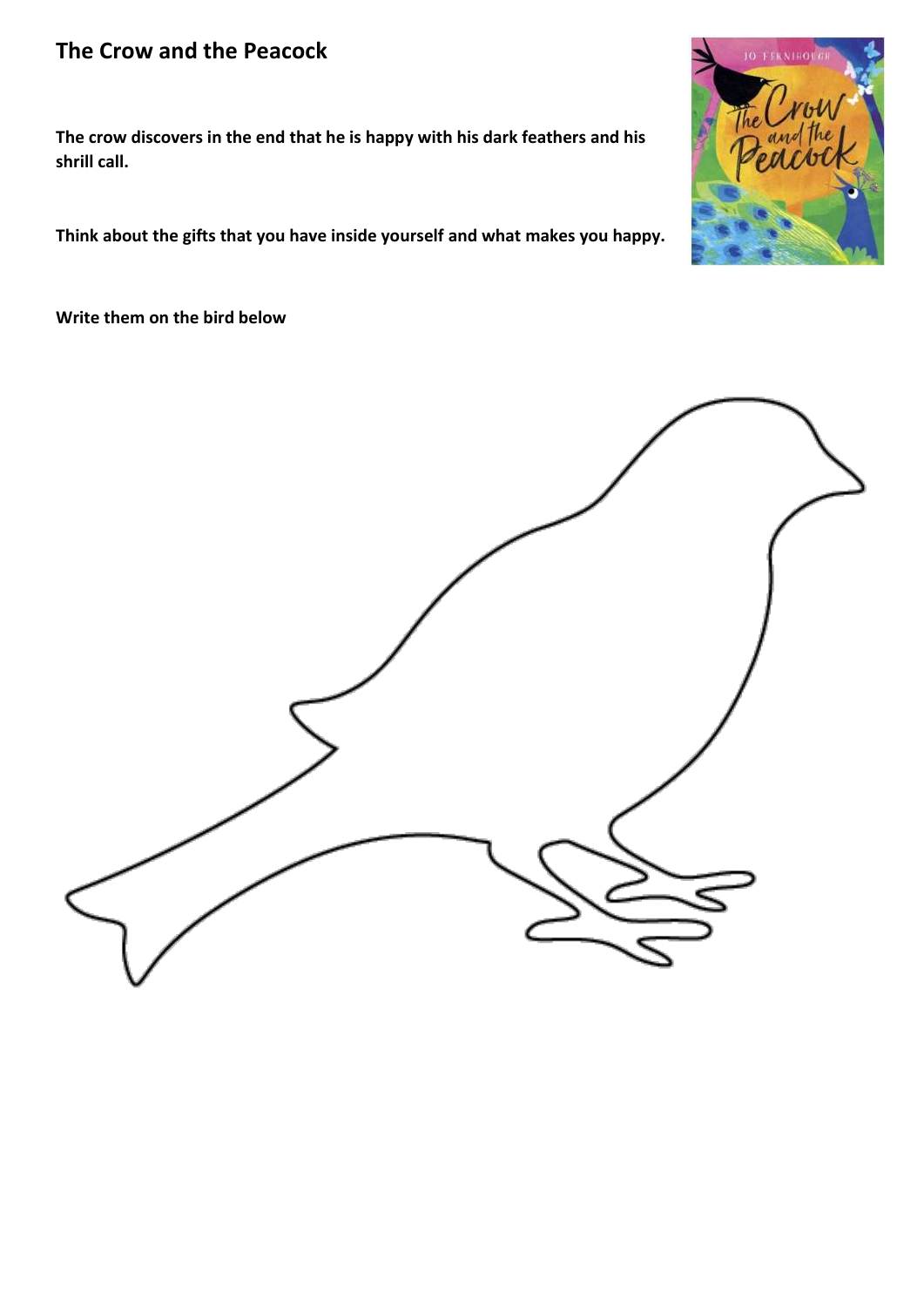## The Crow and the Peacock

**The crow discovers in the end that he is happy with his dark feathers and his shrill call.**

**Think about the gifts that you have inside yourself and what makes you happy.**

**Write them on the bird below**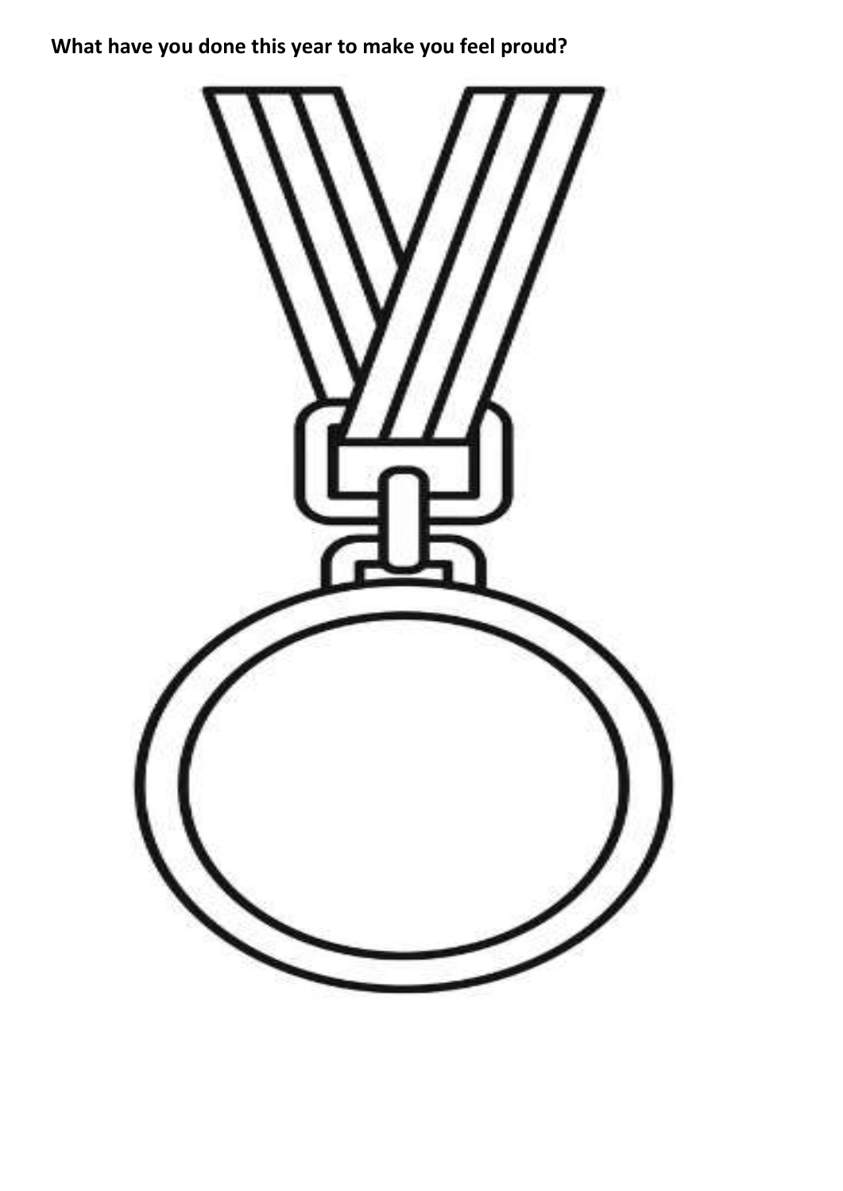**What have you done this year to make you feel proud?**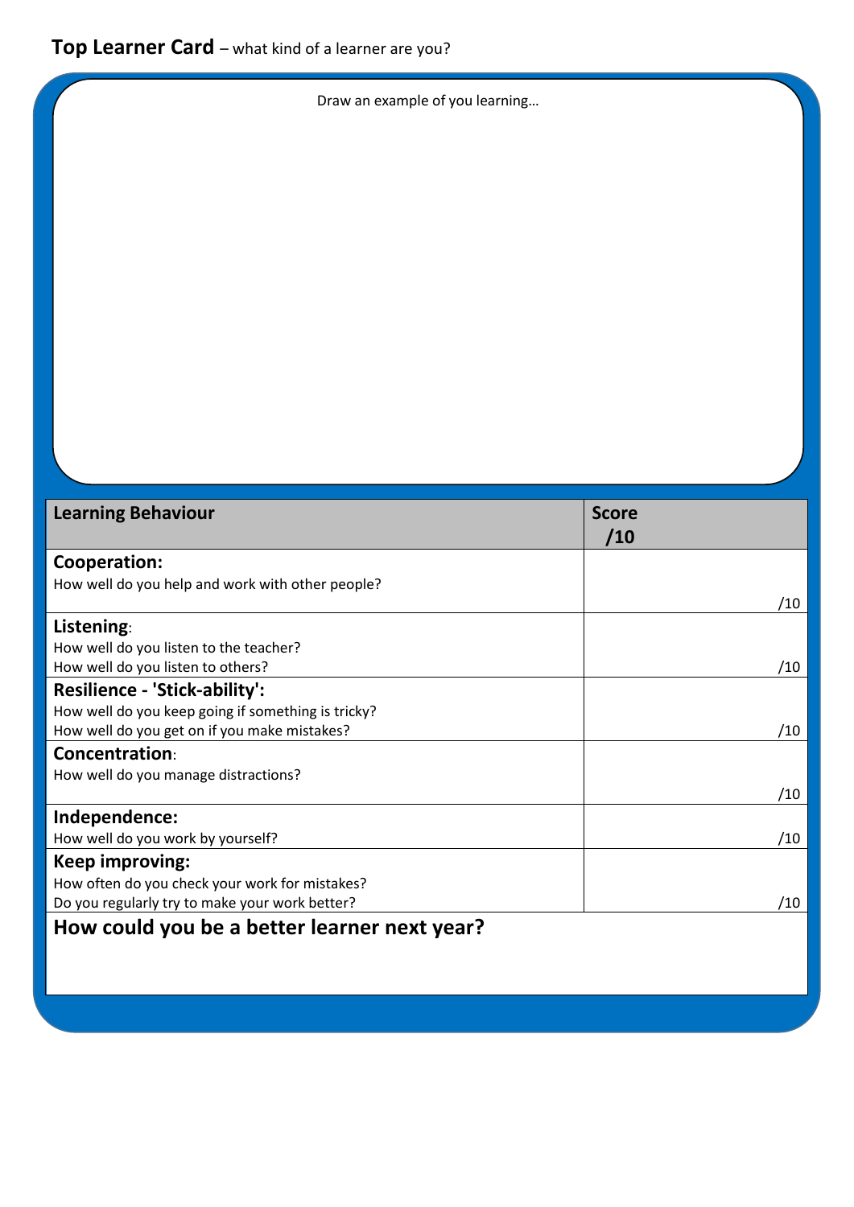# **Top Learner Card** – what kind of a learner are you?

Draw an example of you learning…

| Learning Behaviour | Score /10 |
|---|---|
| **Cooperation:** How well do you help and work with other people? | /10 |
| **Listening**: How well do you listen to the teacher? How well do you listen to others? | /10 |
| **Resilience - 'Stick-ability':** How well do you keep going if something is tricky? How well do you get on if you make mistakes? | /10 |
| **Concentration**: How well do you manage distractions? | /10 |
| **Independence:** How well do you work by yourself? | /10 |
| **Keep improving:** How often do you check your work for mistakes? Do you regularly try to make your work better? | /10 |

## How could you be a better learner next year?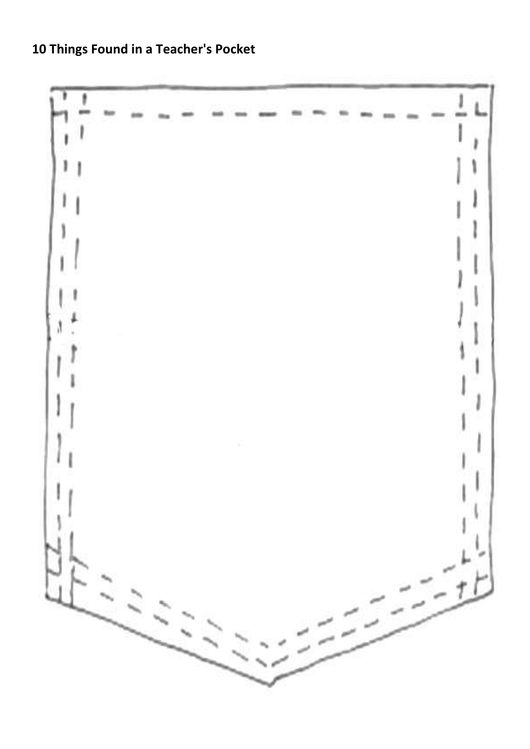**10 Things Found in a Teacher's Pocket**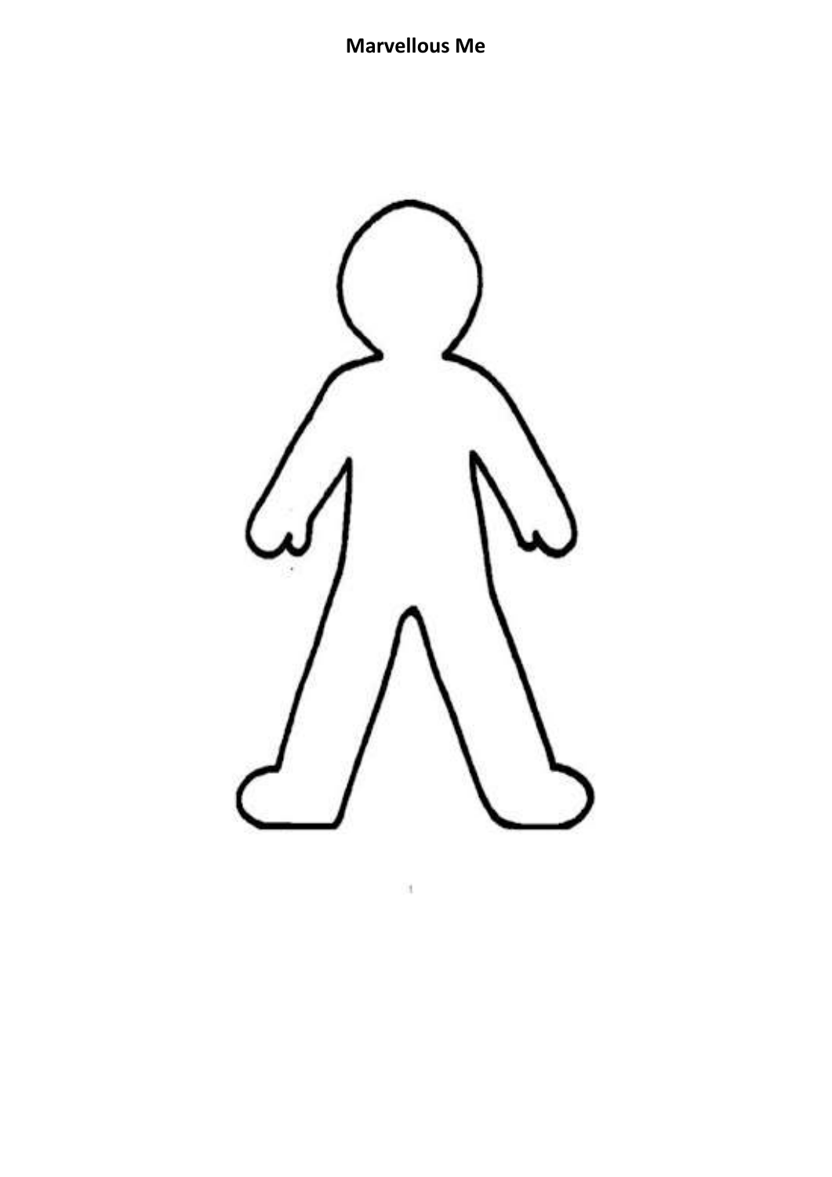**Marvellous Me**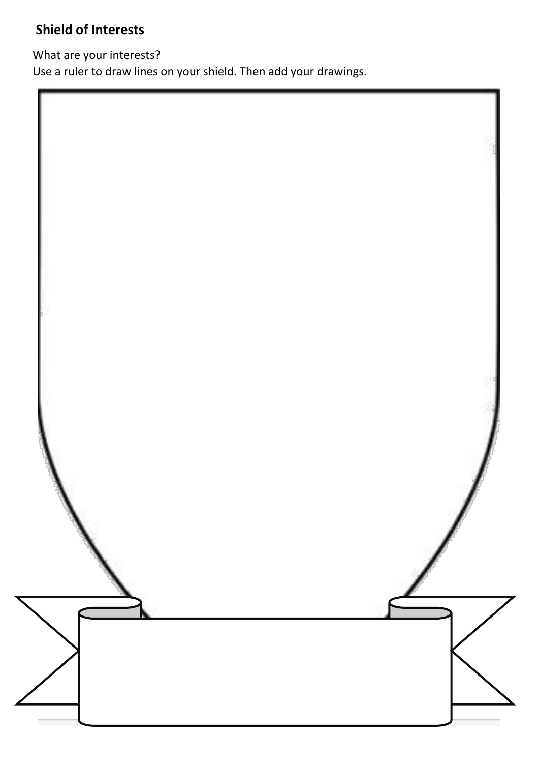**Shield of Interests**

What are your interests?
Use a ruler to draw lines on your shield. Then add your drawings.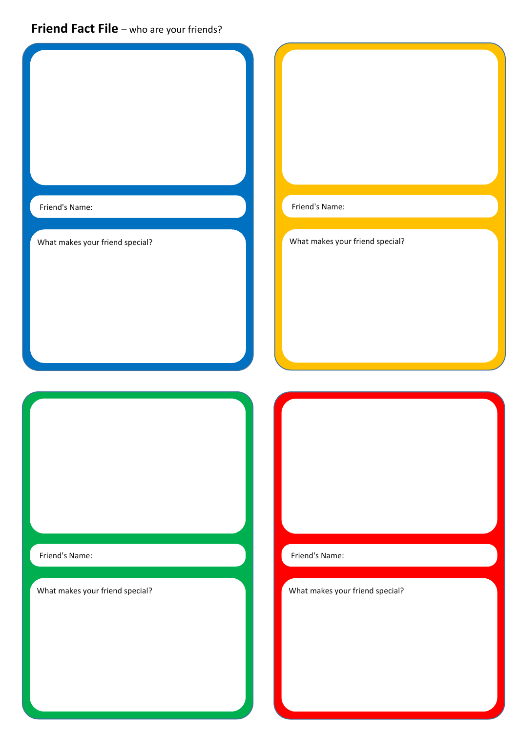**Friend Fact File** – who are your friends?

Friend's Name:

What makes your friend special?

Friend's Name:

What makes your friend special?

Friend's Name:

What makes your friend special?

Friend's Name:

What makes your friend special?